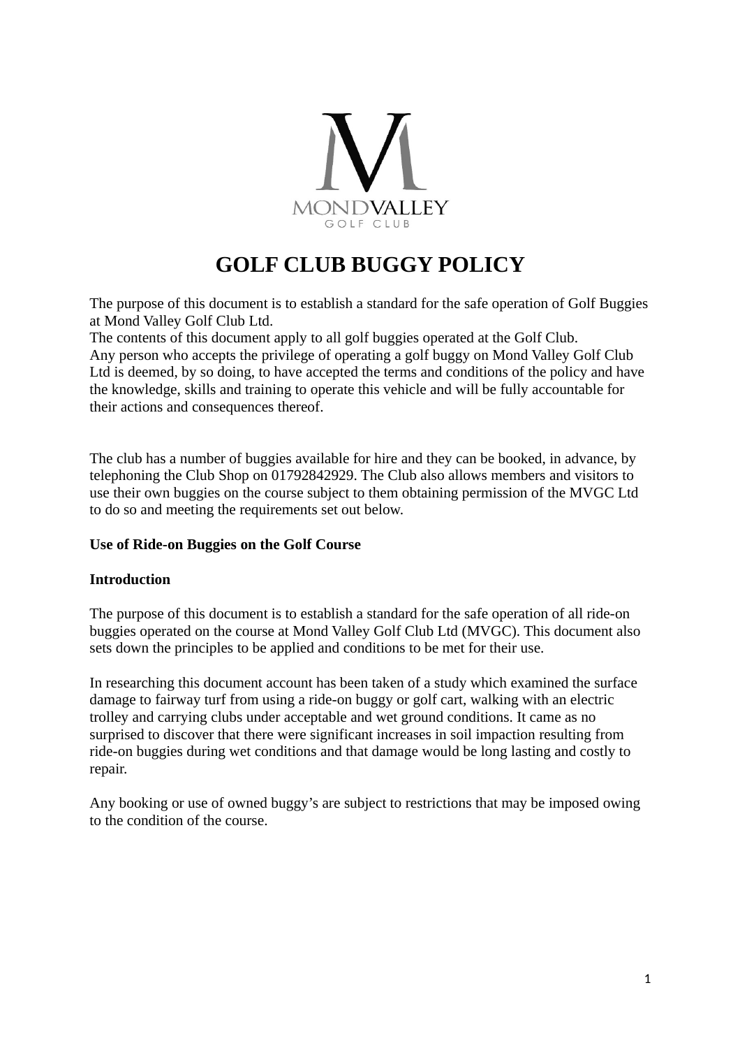# GOLF CLUB BUGGY POLICY

The purpose of this document is to establish a standard for the safe operation of Golf Buggies at Mond Valley Golf Club Ltd.
The contents of this document apply to all golf buggies operated at the Golf Club.
Any person who accepts the privilege of operating a golf buggy on Mond Valley Golf Club Ltd is deemed, by so doing, to have accepted the terms and conditions of the policy and have the knowledge, skills and training to operate this vehicle and will be fully accountable for their actions and consequences thereof.

The club has a number of buggies available for hire and they can be booked, in advance, by telephoning the Club Shop on 01792842929. The Club also allows members and visitors to use their own buggies on the course subject to them obtaining permission of the MVGC Ltd to do so and meeting the requirements set out below.

**Use of Ride-on Buggies on the Golf Course**

**Introduction**

The purpose of this document is to establish a standard for the safe operation of all ride-on buggies operated on the course at Mond Valley Golf Club Ltd (MVGC). This document also sets down the principles to be applied and conditions to be met for their use.

In researching this document account has been taken of a study which examined the surface damage to fairway turf from using a ride-on buggy or golf cart, walking with an electric trolley and carrying clubs under acceptable and wet ground conditions. It came as no surprised to discover that there were significant increases in soil impaction resulting from ride-on buggies during wet conditions and that damage would be long lasting and costly to repair.

Any booking or use of owned buggy's are subject to restrictions that may be imposed owing to the condition of the course.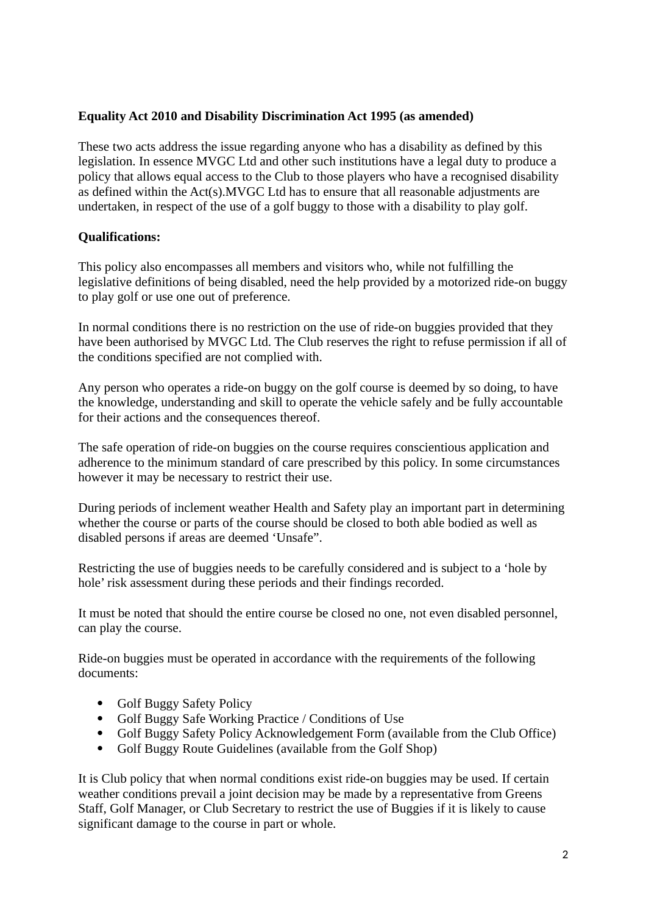**Equality Act 2010 and Disability Discrimination Act 1995 (as amended)**

These two acts address the issue regarding anyone who has a disability as defined by this legislation. In essence MVGC Ltd and other such institutions have a legal duty to produce a policy that allows equal access to the Club to those players who have a recognised disability as defined within the Act(s).MVGC Ltd has to ensure that all reasonable adjustments are undertaken, in respect of the use of a golf buggy to those with a disability to play golf.

**Qualifications:**

This policy also encompasses all members and visitors who, while not fulfilling the legislative definitions of being disabled, need the help provided by a motorized ride-on buggy to play golf or use one out of preference.

In normal conditions there is no restriction on the use of ride-on buggies provided that they have been authorised by MVGC Ltd. The Club reserves the right to refuse permission if all of the conditions specified are not complied with.

Any person who operates a ride-on buggy on the golf course is deemed by so doing, to have the knowledge, understanding and skill to operate the vehicle safely and be fully accountable for their actions and the consequences thereof.

The safe operation of ride-on buggies on the course requires conscientious application and adherence to the minimum standard of care prescribed by this policy. In some circumstances however it may be necessary to restrict their use.

During periods of inclement weather Health and Safety play an important part in determining whether the course or parts of the course should be closed to both able bodied as well as disabled persons if areas are deemed 'Unsafe".

Restricting the use of buggies needs to be carefully considered and is subject to a 'hole by hole' risk assessment during these periods and their findings recorded.

It must be noted that should the entire course be closed no one, not even disabled personnel, can play the course.

Ride-on buggies must be operated in accordance with the requirements of the following documents:

- Golf Buggy Safety Policy
- Golf Buggy Safe Working Practice / Conditions of Use
- Golf Buggy Safety Policy Acknowledgement Form (available from the Club Office)
- Golf Buggy Route Guidelines (available from the Golf Shop)

It is Club policy that when normal conditions exist ride-on buggies may be used. If certain weather conditions prevail a joint decision may be made by a representative from Greens Staff, Golf Manager, or Club Secretary to restrict the use of Buggies if it is likely to cause significant damage to the course in part or whole.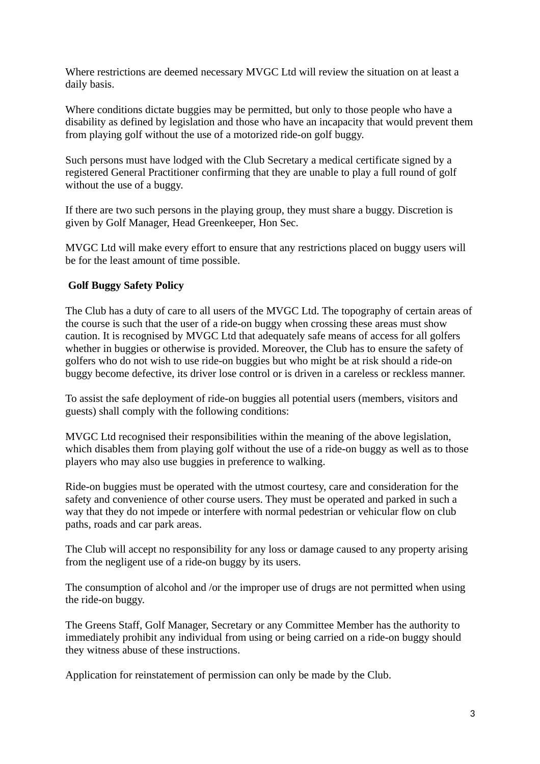Where restrictions are deemed necessary MVGC Ltd will review the situation on at least a daily basis.

Where conditions dictate buggies may be permitted, but only to those people who have a disability as defined by legislation and those who have an incapacity that would prevent them from playing golf without the use of a motorized ride-on golf buggy.

Such persons must have lodged with the Club Secretary a medical certificate signed by a registered General Practitioner confirming that they are unable to play a full round of golf without the use of a buggy.

If there are two such persons in the playing group, they must share a buggy. Discretion is given by Golf Manager, Head Greenkeeper, Hon Sec.

MVGC Ltd will make every effort to ensure that any restrictions placed on buggy users will be for the least amount of time possible.

**Golf Buggy Safety Policy**

The Club has a duty of care to all users of the MVGC Ltd. The topography of certain areas of the course is such that the user of a ride-on buggy when crossing these areas must show caution. It is recognised by MVGC Ltd that adequately safe means of access for all golfers whether in buggies or otherwise is provided. Moreover, the Club has to ensure the safety of golfers who do not wish to use ride-on buggies but who might be at risk should a ride-on buggy become defective, its driver lose control or is driven in a careless or reckless manner.

To assist the safe deployment of ride-on buggies all potential users (members, visitors and guests) shall comply with the following conditions:

MVGC Ltd recognised their responsibilities within the meaning of the above legislation, which disables them from playing golf without the use of a ride-on buggy as well as to those players who may also use buggies in preference to walking.

Ride-on buggies must be operated with the utmost courtesy, care and consideration for the safety and convenience of other course users. They must be operated and parked in such a way that they do not impede or interfere with normal pedestrian or vehicular flow on club paths, roads and car park areas.

The Club will accept no responsibility for any loss or damage caused to any property arising from the negligent use of a ride-on buggy by its users.

The consumption of alcohol and /or the improper use of drugs are not permitted when using the ride-on buggy.

The Greens Staff, Golf Manager, Secretary or any Committee Member has the authority to immediately prohibit any individual from using or being carried on a ride-on buggy should they witness abuse of these instructions.

Application for reinstatement of permission can only be made by the Club.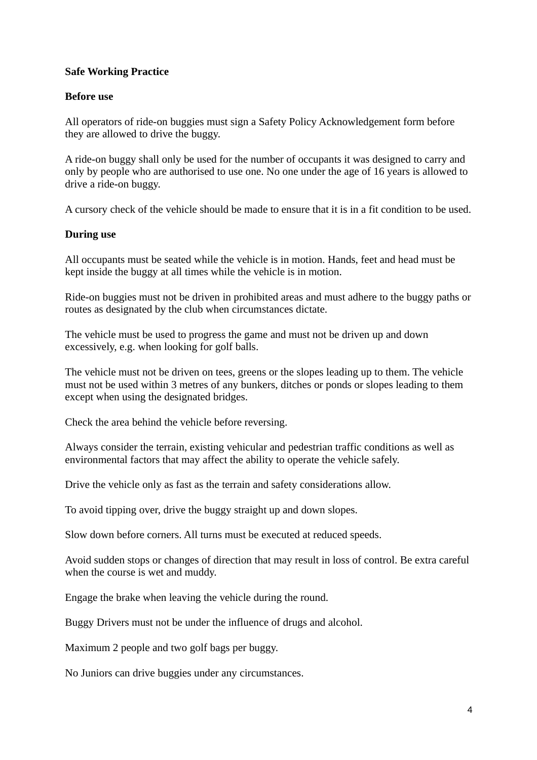**Safe Working Practice**

**Before use**

All operators of ride-on buggies must sign a Safety Policy Acknowledgement form before they are allowed to drive the buggy.

A ride-on buggy shall only be used for the number of occupants it was designed to carry and only by people who are authorised to use one. No one under the age of 16 years is allowed to drive a ride-on buggy.

A cursory check of the vehicle should be made to ensure that it is in a fit condition to be used.

**During use**

All occupants must be seated while the vehicle is in motion. Hands, feet and head must be kept inside the buggy at all times while the vehicle is in motion.

Ride-on buggies must not be driven in prohibited areas and must adhere to the buggy paths or routes as designated by the club when circumstances dictate.

The vehicle must be used to progress the game and must not be driven up and down excessively, e.g. when looking for golf balls.

The vehicle must not be driven on tees, greens or the slopes leading up to them. The vehicle must not be used within 3 metres of any bunkers, ditches or ponds or slopes leading to them except when using the designated bridges.

Check the area behind the vehicle before reversing.

Always consider the terrain, existing vehicular and pedestrian traffic conditions as well as environmental factors that may affect the ability to operate the vehicle safely.

Drive the vehicle only as fast as the terrain and safety considerations allow.

To avoid tipping over, drive the buggy straight up and down slopes.

Slow down before corners. All turns must be executed at reduced speeds.

Avoid sudden stops or changes of direction that may result in loss of control. Be extra careful when the course is wet and muddy.

Engage the brake when leaving the vehicle during the round.

Buggy Drivers must not be under the influence of drugs and alcohol.

Maximum 2 people and two golf bags per buggy.

No Juniors can drive buggies under any circumstances.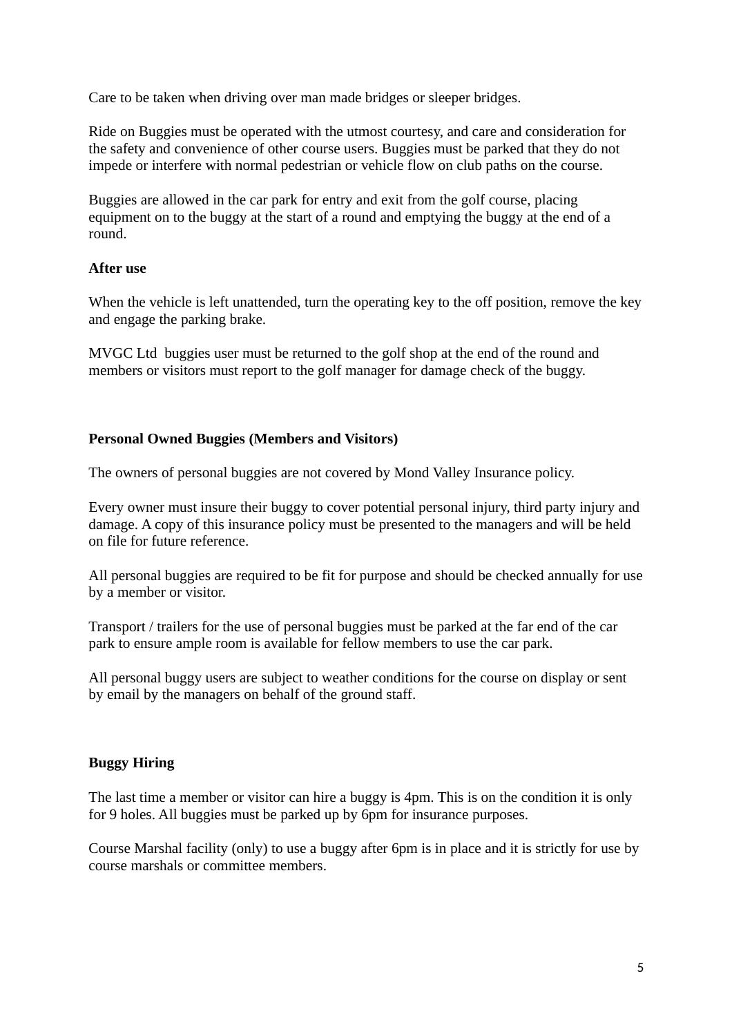Care to be taken when driving over man made bridges or sleeper bridges.

Ride on Buggies must be operated with the utmost courtesy, and care and consideration for the safety and convenience of other course users. Buggies must be parked that they do not impede or interfere with normal pedestrian or vehicle flow on club paths on the course.

Buggies are allowed in the car park for entry and exit from the golf course, placing equipment on to the buggy at the start of a round and emptying the buggy at the end of a round.

**After use**

When the vehicle is left unattended, turn the operating key to the off position, remove the key and engage the parking brake.

MVGC Ltd  buggies user must be returned to the golf shop at the end of the round and members or visitors must report to the golf manager for damage check of the buggy.

**Personal Owned Buggies (Members and Visitors)**

The owners of personal buggies are not covered by Mond Valley Insurance policy.

Every owner must insure their buggy to cover potential personal injury, third party injury and damage. A copy of this insurance policy must be presented to the managers and will be held on file for future reference.

All personal buggies are required to be fit for purpose and should be checked annually for use by a member or visitor.

Transport / trailers for the use of personal buggies must be parked at the far end of the car park to ensure ample room is available for fellow members to use the car park.

All personal buggy users are subject to weather conditions for the course on display or sent by email by the managers on behalf of the ground staff.

**Buggy Hiring**

The last time a member or visitor can hire a buggy is 4pm. This is on the condition it is only for 9 holes. All buggies must be parked up by 6pm for insurance purposes.

Course Marshal facility (only) to use a buggy after 6pm is in place and it is strictly for use by course marshals or committee members.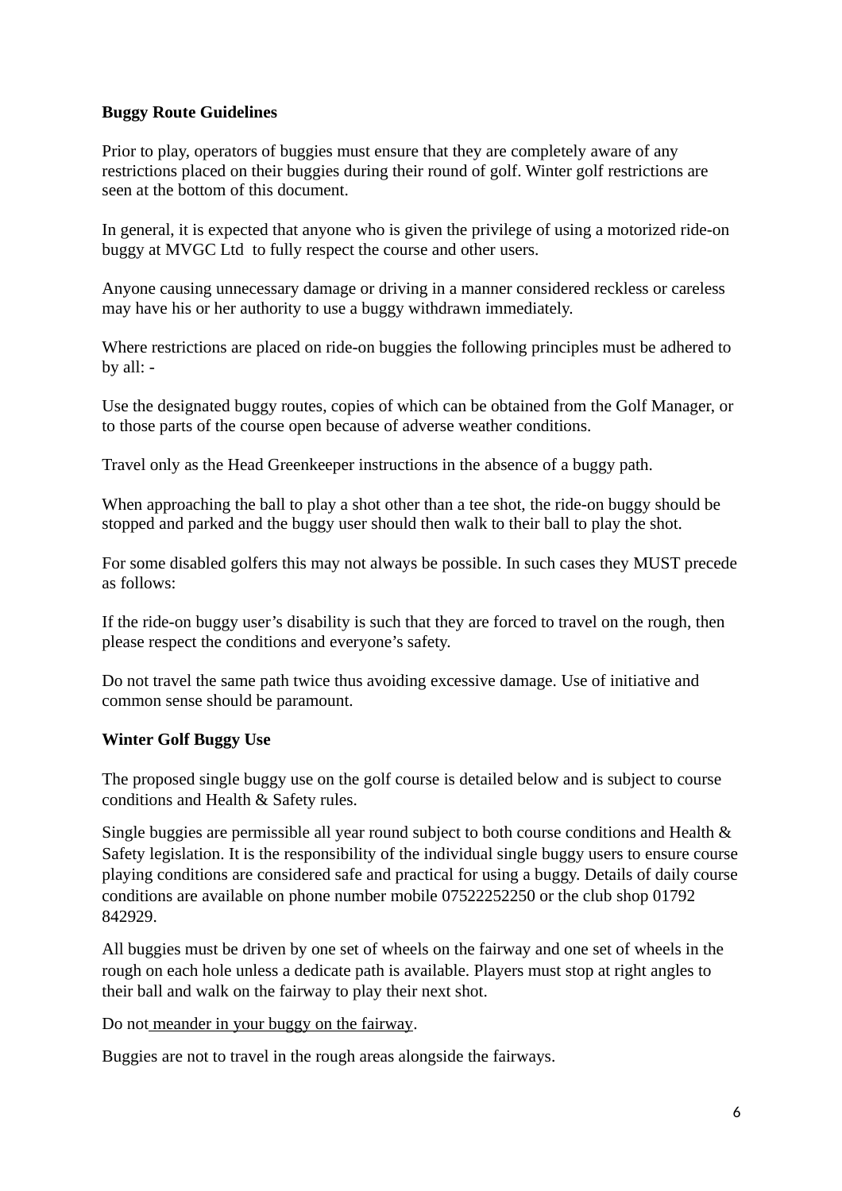**Buggy Route Guidelines**

Prior to play, operators of buggies must ensure that they are completely aware of any restrictions placed on their buggies during their round of golf. Winter golf restrictions are seen at the bottom of this document.

In general, it is expected that anyone who is given the privilege of using a motorized ride-on buggy at MVGC Ltd  to fully respect the course and other users.

Anyone causing unnecessary damage or driving in a manner considered reckless or careless may have his or her authority to use a buggy withdrawn immediately.

Where restrictions are placed on ride-on buggies the following principles must be adhered to by all: -

Use the designated buggy routes, copies of which can be obtained from the Golf Manager, or to those parts of the course open because of adverse weather conditions.

Travel only as the Head Greenkeeper instructions in the absence of a buggy path.

When approaching the ball to play a shot other than a tee shot, the ride-on buggy should be stopped and parked and the buggy user should then walk to their ball to play the shot.

For some disabled golfers this may not always be possible. In such cases they MUST precede as follows:

If the ride-on buggy user's disability is such that they are forced to travel on the rough, then please respect the conditions and everyone's safety.

Do not travel the same path twice thus avoiding excessive damage. Use of initiative and common sense should be paramount.

**Winter Golf Buggy Use**

The proposed single buggy use on the golf course is detailed below and is subject to course conditions and Health & Safety rules.

Single buggies are permissible all year round subject to both course conditions and Health & Safety legislation. It is the responsibility of the individual single buggy users to ensure course playing conditions are considered safe and practical for using a buggy. Details of daily course conditions are available on phone number mobile 07522252250 or the club shop 01792 842929.

All buggies must be driven by one set of wheels on the fairway and one set of wheels in the rough on each hole unless a dedicate path is available. Players must stop at right angles to their ball and walk on the fairway to play their next shot.

Do not <u>meander in your buggy on the fairway</u>.

Buggies are not to travel in the rough areas alongside the fairways.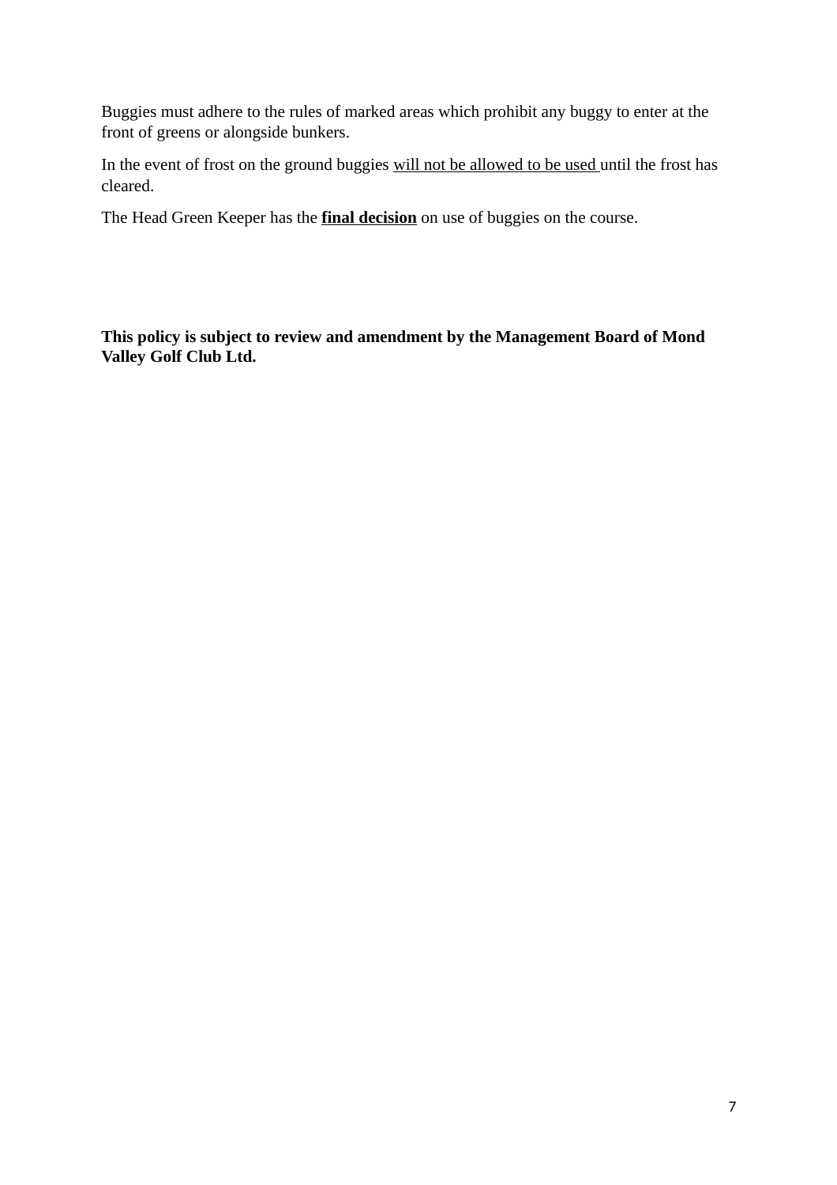Buggies must adhere to the rules of marked areas which prohibit any buggy to enter at the front of greens or alongside bunkers.

In the event of frost on the ground buggies <u>will not be allowed to be used</u> until the frost has cleared.

The Head Green Keeper has the **<u>final decision</u>** on use of buggies on the course.

**This policy is subject to review and amendment by the Management Board of Mond Valley Golf Club Ltd.**